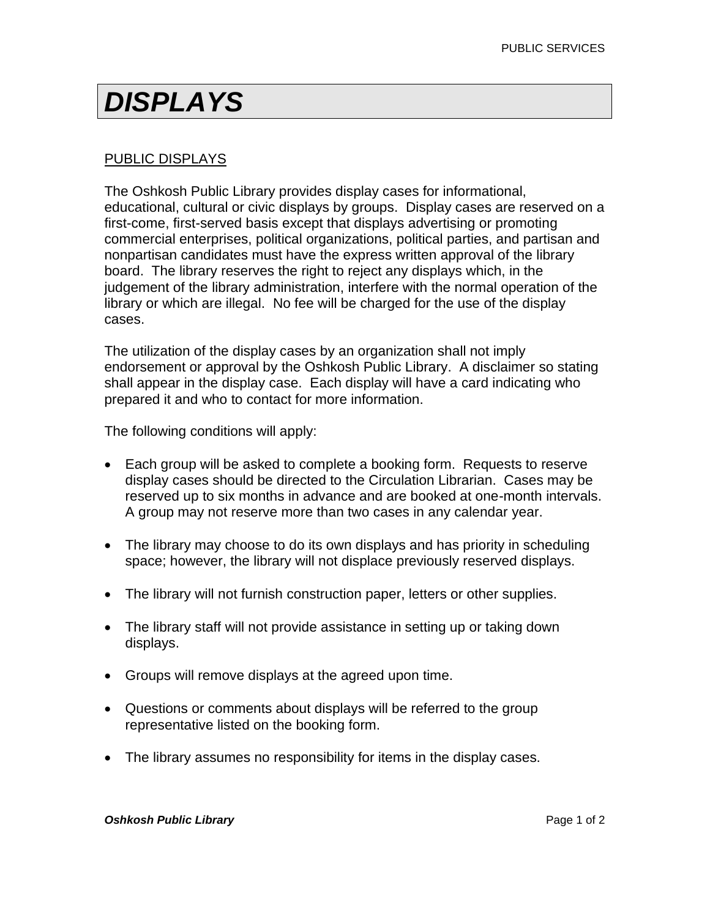# *DISPLAYS*

## PUBLIC DISPLAYS

The Oshkosh Public Library provides display cases for informational, educational, cultural or civic displays by groups. Display cases are reserved on a first-come, first-served basis except that displays advertising or promoting commercial enterprises, political organizations, political parties, and partisan and nonpartisan candidates must have the express written approval of the library board. The library reserves the right to reject any displays which, in the judgement of the library administration, interfere with the normal operation of the library or which are illegal. No fee will be charged for the use of the display cases.

The utilization of the display cases by an organization shall not imply endorsement or approval by the Oshkosh Public Library. A disclaimer so stating shall appear in the display case. Each display will have a card indicating who prepared it and who to contact for more information.

The following conditions will apply:

- Each group will be asked to complete a booking form. Requests to reserve display cases should be directed to the Circulation Librarian. Cases may be reserved up to six months in advance and are booked at one-month intervals. A group may not reserve more than two cases in any calendar year.
- The library may choose to do its own displays and has priority in scheduling space; however, the library will not displace previously reserved displays.
- The library will not furnish construction paper, letters or other supplies.
- The library staff will not provide assistance in setting up or taking down displays.
- Groups will remove displays at the agreed upon time.
- Questions or comments about displays will be referred to the group representative listed on the booking form.
- The library assumes no responsibility for items in the display cases.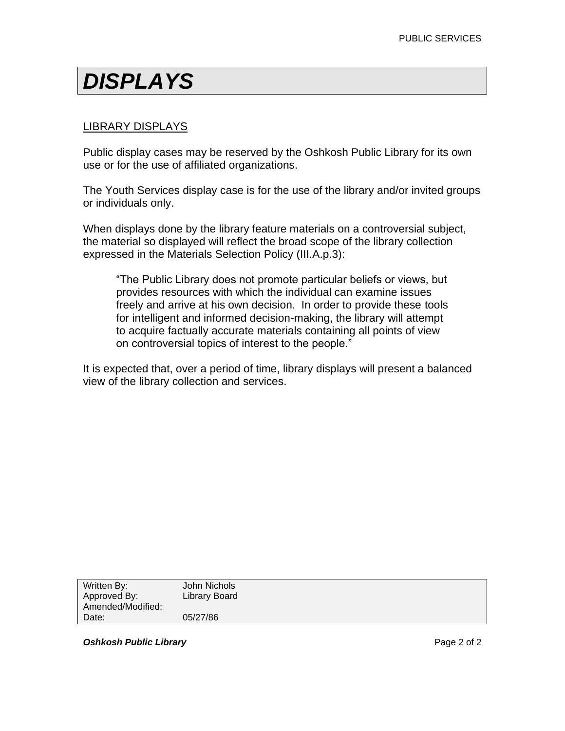# DISPLAYS

## LIBRARY DISPLAYS

Public display cases may be reserved by the Oshkosh Public Library for its own use or for the use of affiliated organizations.

The Youth Services display case is for the use of the library and/or invited groups or individuals only.

When displays done by the library feature materials on a controversial subject, the material so displayed will reflect the broad scope of the library collection expressed in the Materials Selection Policy (III.A.p.3):

> "The Public Library does not promote particular beliefs or views, but provides resources with which the individual can examine issues freely and arrive at his own decision. In order to provide these tools for intelligent and informed decision-making, the library will attempt to acquire factually accurate materials containing all points of view on controversial topics of interest to the people."

It is expected that, over a period of time, library displays will present a balanced view of the library collection and services.

| | |
|---|---|
| Written By: | John Nichols |
| Approved By: | Library Board |
| Amended/Modified: | |
| Date: | 05/27/86 |